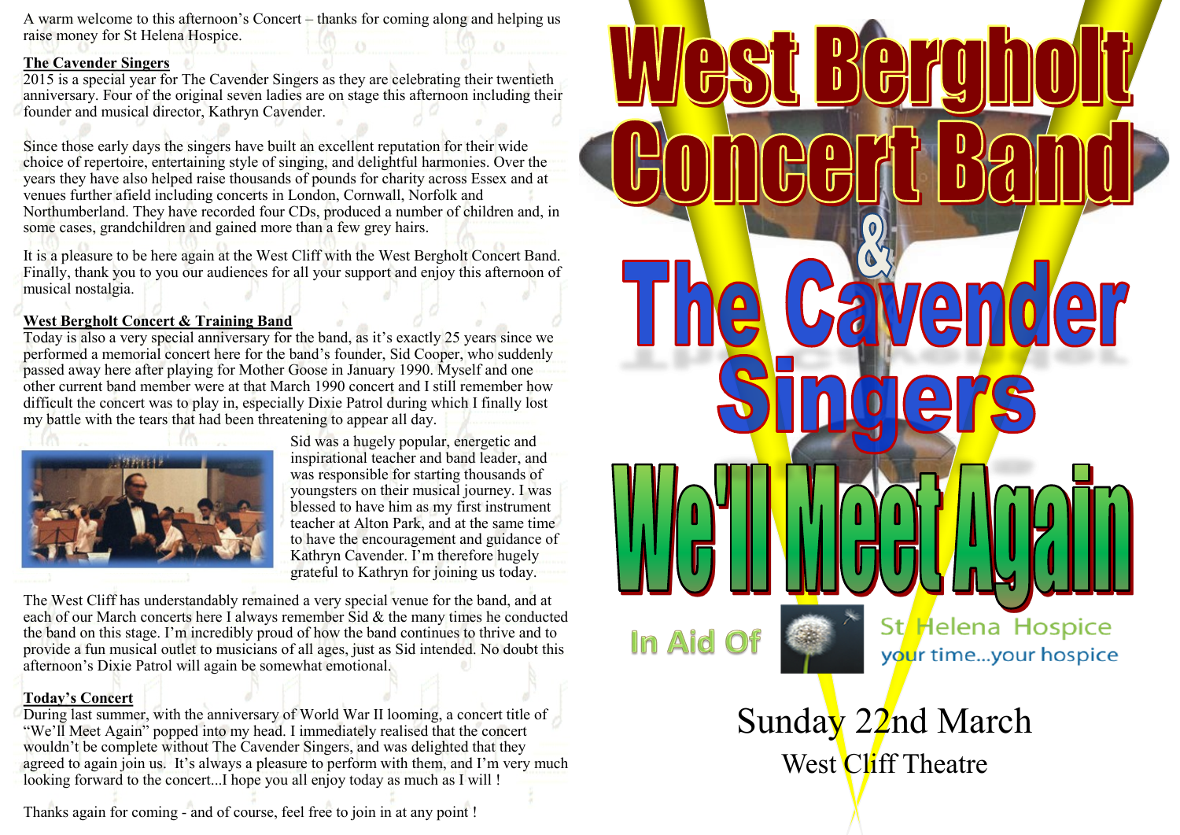A warm welcome to this afternoon's Concert – thanks for coming along and helping us raise money for St Helena Hospice.

### The Cavender Singers

2015 is a special year for The Cavender Singers as they are celebrating their twentieth anniversary. Four of the original seven ladies are on stage this afternoon including their founder and musical director, Kathryn Cavender.

Since those early days the singers have built an excellent reputation for their wide choice of repertoire, entertaining style of singing, and delightful harmonies. Over the years they have also helped raise thousands of pounds for charity across Essex and at venues further afield including concerts in London, Cornwall, Norfolk and Northumberland. They have recorded four CDs, produced a number of children and, in some cases, grandchildren and gained more than a few grey hairs.

It is a pleasure to be here again at the West Cliff with the West Bergholt Concert Band. Finally, thank you to you our audiences for all your support and enjoy this afternoon of musical nostalgia.

### West Bergholt Concert & Training Band

Today is also a very special anniversary for the band, as it's exactly 25 years since we performed a memorial concert here for the band's founder, Sid Cooper, who suddenly passed away here after playing for Mother Goose in January 1990. Myself and one other current band member were at that March 1990 concert and I still remember how difficult the concert was to play in, especially Dixie Patrol during which I finally lost my battle with the tears that had been threatening to appear all day.

Sid was a hugely popular, energetic and inspirational teacher and band leader, and was responsible for starting thousands of youngsters on their musical journey. I was blessed to have him as my first instrument teacher at Alton Park, and at the same time to have the encouragement and guidance of Kathryn Cavender. I'm therefore hugely grateful to Kathryn for joining us today.

The West Cliff has understandably remained a very special venue for the band, and at each of our March concerts here I always remember Sid & the many times he conducted the band on this stage. I'm incredibly proud of how the band continues to thrive and to provide a fun musical outlet to musicians of all ages, just as Sid intended. No doubt this afternoon's Dixie Patrol will again be somewhat emotional.

### Today's Concert

During last summer, with the anniversary of World War II looming, a concert title of "We'll Meet Again" popped into my head. I immediately realised that the concert wouldn't be complete without The Cavender Singers, and was delighted that they agreed to again join us. It's always a pleasure to perform with them, and I'm very much looking forward to the concert...I hope you all enjoy today as much as I will !

Thanks again for coming - and of course, feel free to join in at any point !

# West Bergholt Concert Band & The Cavender Singers

# We'll Meet Again

In Aid Of St Helena Hospice
your time...your hospice

Sunday 22nd March

West Cliff Theatre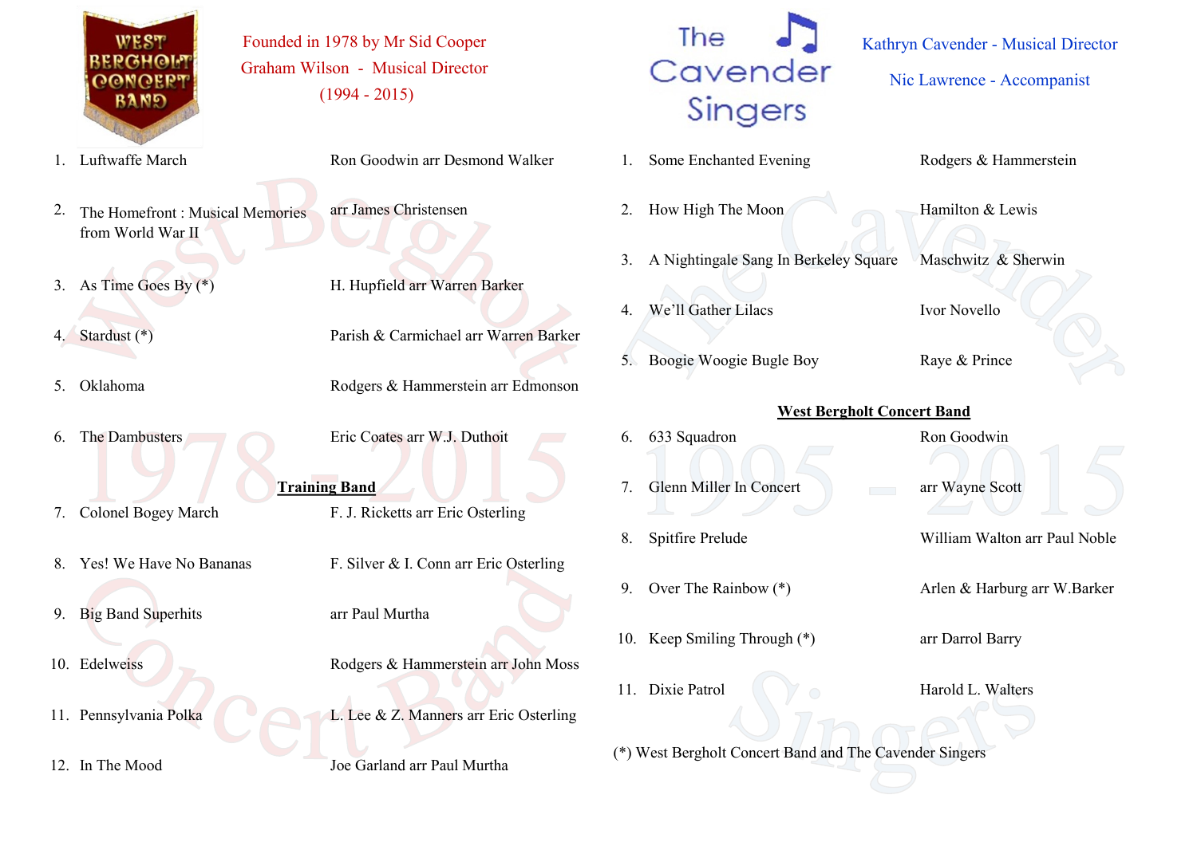# West Bergholt Concert Band

Founded in 1978 by Mr Sid Cooper

Graham Wilson - Musical Director (1994 - 2015)

| | | |
|---|---|---|
| 1. | Luftwaffe March | Ron Goodwin arr Desmond Walker |
| 2. | The Homefront : Musical Memories from World War II | arr James Christensen |
| 3. | As Time Goes By (*) | H. Hupfield arr Warren Barker |
| 4. | Stardust (*) | Parish & Carmichael arr Warren Barker |
| 5. | Oklahoma | Rodgers & Hammerstein arr Edmonson |
| 6. | The Dambusters | Eric Coates arr W.J. Duthoit |

**Training Band**

| | | |
|---|---|---|
| 7. | Colonel Bogey March | F. J. Ricketts arr Eric Osterling |
| 8. | Yes! We Have No Bananas | F. Silver & I. Conn arr Eric Osterling |
| 9. | Big Band Superhits | arr Paul Murtha |
| 10. | Edelweiss | Rodgers & Hammerstein arr John Moss |
| 11. | Pennsylvania Polka | L. Lee & Z. Manners arr Eric Osterling |
| 12. | In The Mood | Joe Garland arr Paul Murtha |

# The Cavender Singers

Kathryn Cavender - Musical Director

Nic Lawrence - Accompanist

| | | |
|---|---|---|
| 1. | Some Enchanted Evening | Rodgers & Hammerstein |
| 2. | How High The Moon | Hamilton & Lewis |
| 3. | A Nightingale Sang In Berkeley Square | Maschwitz & Sherwin |
| 4. | We'll Gather Lilacs | Ivor Novello |
| 5. | Boogie Woogie Bugle Boy | Raye & Prince |

**West Bergholt Concert Band**

| | | |
|---|---|---|
| 6. | 633 Squadron | Ron Goodwin |
| 7. | Glenn Miller In Concert | arr Wayne Scott |
| 8. | Spitfire Prelude | William Walton arr Paul Noble |
| 9. | Over The Rainbow (*) | Arlen & Harburg arr W.Barker |
| 10. | Keep Smiling Through (*) | arr Darrol Barry |
| 11. | Dixie Patrol | Harold L. Walters |

(*) West Bergholt Concert Band and The Cavender Singers